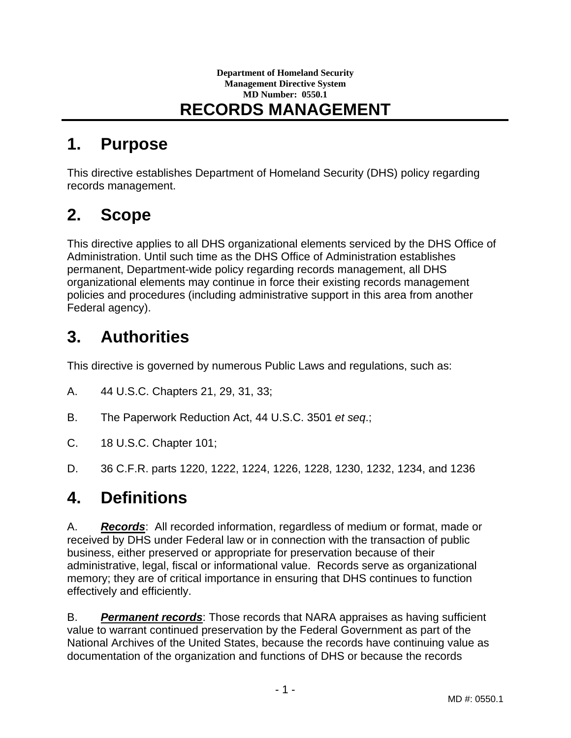**Department of Homeland Security**
**Management Directive System**
**MD Number: 0550.1**

# RECORDS MANAGEMENT

## 1. Purpose

This directive establishes Department of Homeland Security (DHS) policy regarding records management.

## 2. Scope

This directive applies to all DHS organizational elements serviced by the DHS Office of Administration. Until such time as the DHS Office of Administration establishes permanent, Department-wide policy regarding records management, all DHS organizational elements may continue in force their existing records management policies and procedures (including administrative support in this area from another Federal agency).

## 3. Authorities

This directive is governed by numerous Public Laws and regulations, such as:

A. 44 U.S.C. Chapters 21, 29, 31, 33;

B. The Paperwork Reduction Act, 44 U.S.C. 3501 *et seq*.;

C. 18 U.S.C. Chapter 101;

D. 36 C.F.R. parts 1220, 1222, 1224, 1226, 1228, 1230, 1232, 1234, and 1236

## 4. Definitions

A. ***Records***: All recorded information, regardless of medium or format, made or received by DHS under Federal law or in connection with the transaction of public business, either preserved or appropriate for preservation because of their administrative, legal, fiscal or informational value. Records serve as organizational memory; they are of critical importance in ensuring that DHS continues to function effectively and efficiently.

B. ***Permanent records***: Those records that NARA appraises as having sufficient value to warrant continued preservation by the Federal Government as part of the National Archives of the United States, because the records have continuing value as documentation of the organization and functions of DHS or because the records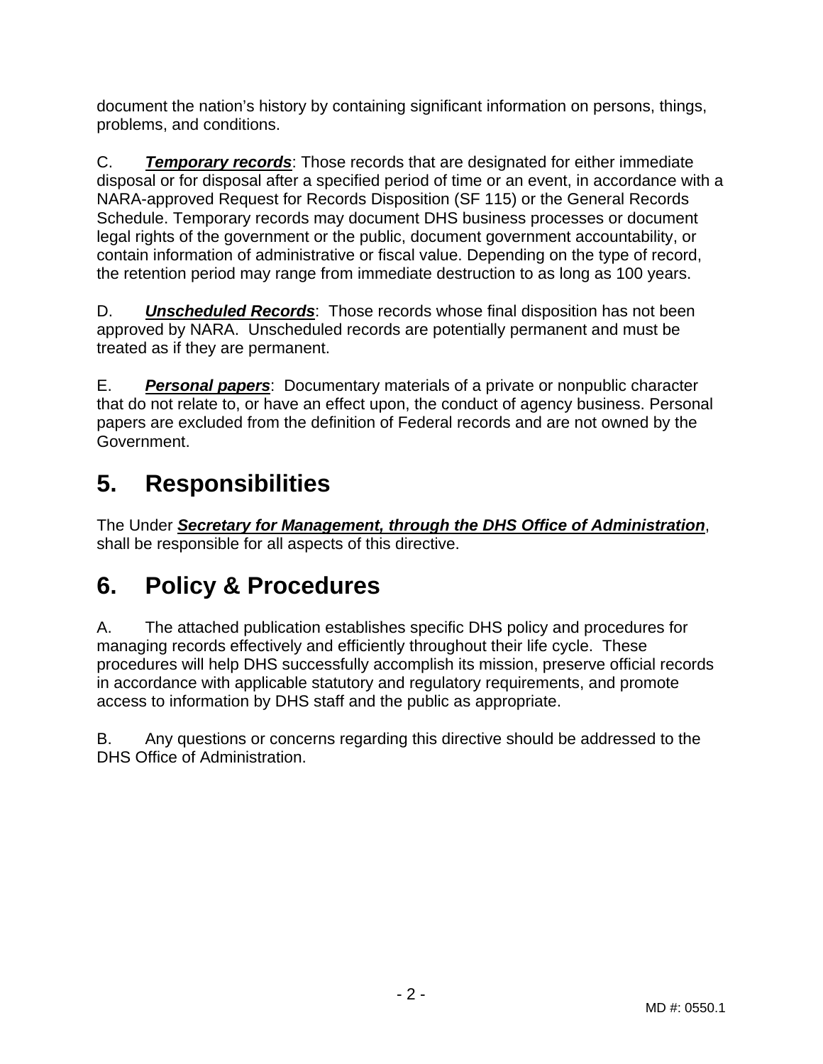document the nation's history by containing significant information on persons, things, problems, and conditions.

C. ***Temporary records***: Those records that are designated for either immediate disposal or for disposal after a specified period of time or an event, in accordance with a NARA-approved Request for Records Disposition (SF 115) or the General Records Schedule. Temporary records may document DHS business processes or document legal rights of the government or the public, document government accountability, or contain information of administrative or fiscal value. Depending on the type of record, the retention period may range from immediate destruction to as long as 100 years.

D. ***Unscheduled Records***: Those records whose final disposition has not been approved by NARA. Unscheduled records are potentially permanent and must be treated as if they are permanent.

E. ***Personal papers***: Documentary materials of a private or nonpublic character that do not relate to, or have an effect upon, the conduct of agency business. Personal papers are excluded from the definition of Federal records and are not owned by the Government.

# 5. Responsibilities

The Under ***Secretary for Management, through the DHS Office of Administration***, shall be responsible for all aspects of this directive.

# 6. Policy & Procedures

A. The attached publication establishes specific DHS policy and procedures for managing records effectively and efficiently throughout their life cycle. These procedures will help DHS successfully accomplish its mission, preserve official records in accordance with applicable statutory and regulatory requirements, and promote access to information by DHS staff and the public as appropriate.

B. Any questions or concerns regarding this directive should be addressed to the DHS Office of Administration.